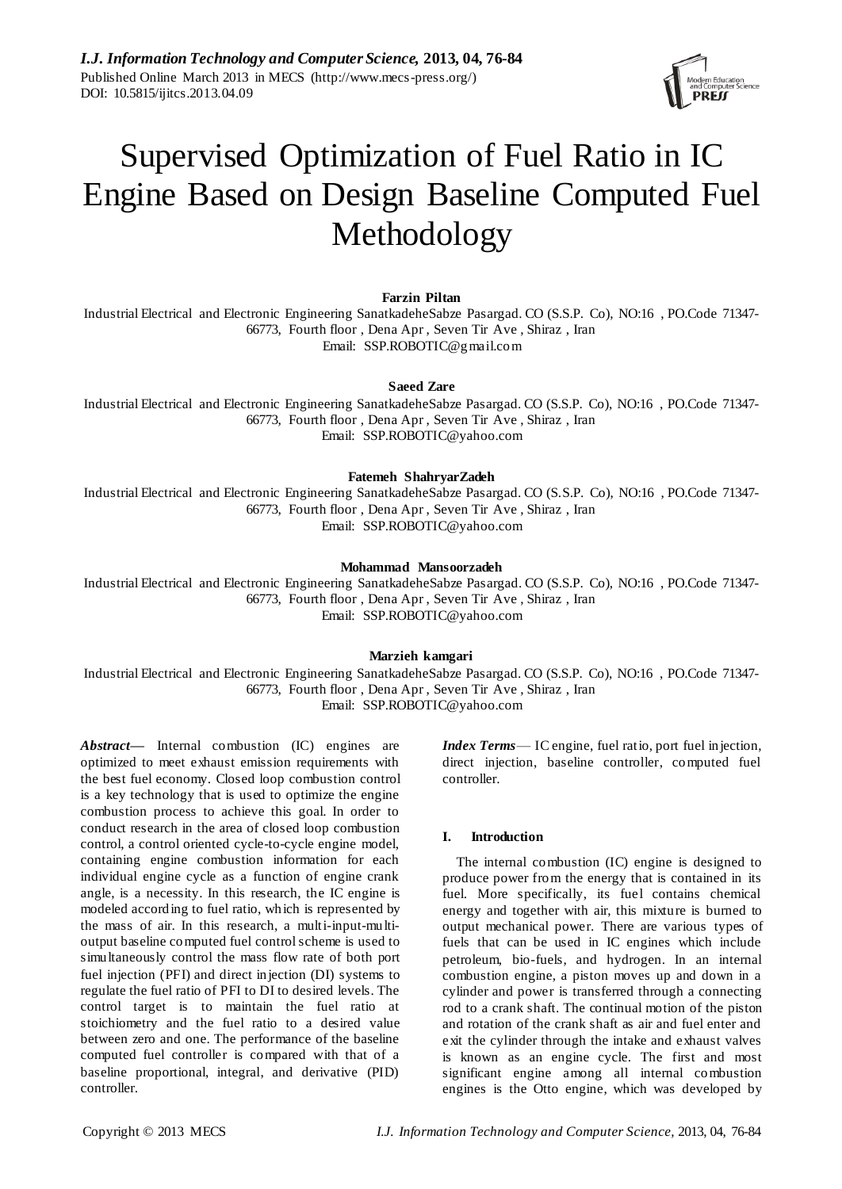# Supervised Optimization of Fuel Ratio in IC Engine Based on Design Baseline Computed Fuel Methodology

**Farzin Piltan**

Industrial Electrical and Electronic Engineering SanatkadeheSabze Pasargad. CO (S.S.P. Co), NO:16 , PO.Code 71347-66773, Fourth floor , Dena Apr , Seven Tir Ave , Shiraz , Iran

Email: SSP.ROBOTIC@gmail.com

**Saeed Zare**

Industrial Electrical and Electronic Engineering SanatkadeheSabze Pasargad. CO (S.S.P. Co), NO:16 , PO.Code 71347-66773, Fourth floor , Dena Apr , Seven Tir Ave , Shiraz , Iran

Email: SSP.ROBOTIC@yahoo.com

**Fatemeh ShahryarZadeh**

Industrial Electrical and Electronic Engineering SanatkadeheSabze Pasargad. CO (S.S.P. Co), NO:16 , PO.Code 71347-66773, Fourth floor , Dena Apr , Seven Tir Ave , Shiraz , Iran

Email: SSP.ROBOTIC@yahoo.com

**Mohammad Mansoorzadeh**

Industrial Electrical and Electronic Engineering SanatkadeheSabze Pasargad. CO (S.S.P. Co), NO:16 , PO.Code 71347-66773, Fourth floor , Dena Apr , Seven Tir Ave , Shiraz , Iran

Email: SSP.ROBOTIC@yahoo.com

**Marzieh kamgari**

Industrial Electrical and Electronic Engineering SanatkadeheSabze Pasargad. CO (S.S.P. Co), NO:16 , PO.Code 71347-66773, Fourth floor , Dena Apr , Seven Tir Ave , Shiraz , Iran

Email: SSP.ROBOTIC@yahoo.com

***Abstract*****—** Internal combustion (IC) engines are optimized to meet exhaust emission requirements with the best fuel economy. Closed loop combustion control is a key technology that is used to optimize the engine combustion process to achieve this goal. In order to conduct research in the area of closed loop combustion control, a control oriented cycle-to-cycle engine model, containing engine combustion information for each individual engine cycle as a function of engine crank angle, is a necessity. In this research, the IC engine is modeled according to fuel ratio, which is represented by the mass of air. In this research, a multi-input-multi-output baseline computed fuel control scheme is used to simultaneously control the mass flow rate of both port fuel injection (PFI) and direct injection (DI) systems to regulate the fuel ratio of PFI to DI to desired levels. The control target is to maintain the fuel ratio at stoichiometry and the fuel ratio to a desired value between zero and one. The performance of the baseline computed fuel controller is compared with that of a baseline proportional, integral, and derivative (PID) controller.

***Index Terms*** — IC engine, fuel ratio, port fuel injection, direct injection, baseline controller, computed fuel controller.

## I. Introduction

The internal combustion (IC) engine is designed to produce power from the energy that is contained in its fuel. More specifically, its fuel contains chemical energy and together with air, this mixture is burned to output mechanical power. There are various types of fuels that can be used in IC engines which include petroleum, bio-fuels, and hydrogen. In an internal combustion engine, a piston moves up and down in a cylinder and power is transferred through a connecting rod to a crank shaft. The continual motion of the piston and rotation of the crank shaft as air and fuel enter and exit the cylinder through the intake and exhaust valves is known as an engine cycle. The first and most significant engine among all internal combustion engines is the Otto engine, which was developed by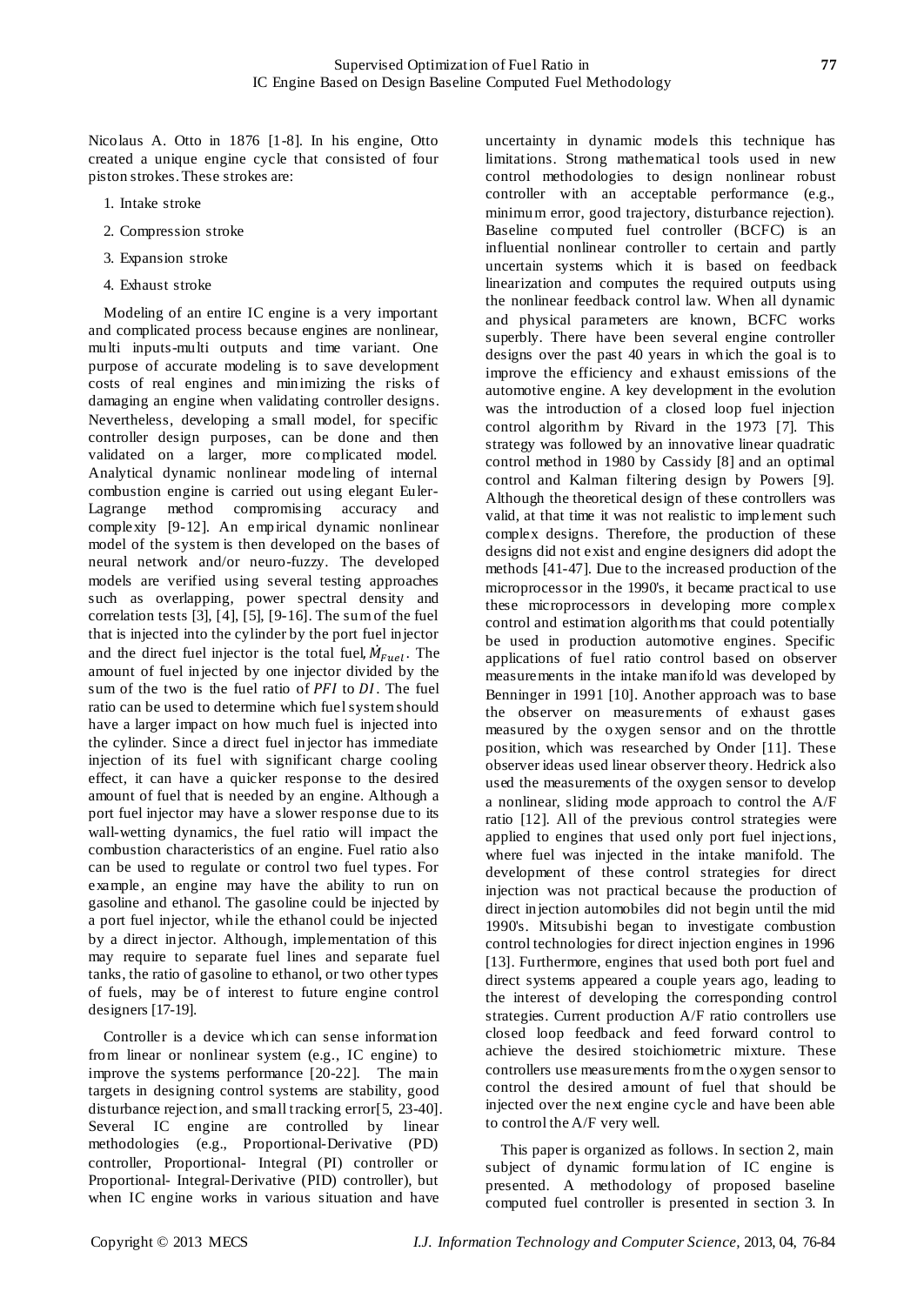Nicolaus A. Otto in 1876 [1-8]. In his engine, Otto created a unique engine cycle that consisted of four piston strokes. These strokes are:

1. Intake stroke
2. Compression stroke
3. Expansion stroke
4. Exhaust stroke

Modeling of an entire IC engine is a very important and complicated process because engines are nonlinear, multi inputs-multi outputs and time variant. One purpose of accurate modeling is to save development costs of real engines and minimizing the risks of damaging an engine when validating controller designs. Nevertheless, developing a small model, for specific controller design purposes, can be done and then validated on a larger, more complicated model. Analytical dynamic nonlinear modeling of internal combustion engine is carried out using elegant Euler-Lagrange method compromising accuracy and complexity [9-12]. An empirical dynamic nonlinear model of the system is then developed on the bases of neural network and/or neuro-fuzzy. The developed models are verified using several testing approaches such as overlapping, power spectral density and correlation tests [3], [4], [5], [9-16]. The sum of the fuel that is injected into the cylinder by the port fuel injector and the direct fuel injector is the total fuel, $\dot{M}_{Fuel}$. The amount of fuel injected by one injector divided by the sum of the two is the fuel ratio of $PFI$ to $DI$. The fuel ratio can be used to determine which fuel system should have a larger impact on how much fuel is injected into the cylinder. Since a direct fuel injector has immediate injection of its fuel with significant charge cooling effect, it can have a quicker response to the desired amount of fuel that is needed by an engine. Although a port fuel injector may have a slower response due to its wall-wetting dynamics, the fuel ratio will impact the combustion characteristics of an engine. Fuel ratio also can be used to regulate or control two fuel types. For example, an engine may have the ability to run on gasoline and ethanol. The gasoline could be injected by a port fuel injector, while the ethanol could be injected by a direct injector. Although, implementation of this may require to separate fuel lines and separate fuel tanks, the ratio of gasoline to ethanol, or two other types of fuels, may be of interest to future engine control designers [17-19].

Controller is a device which can sense information from linear or nonlinear system (e.g., IC engine) to improve the systems performance [20-22]. The main targets in designing control systems are stability, good disturbance rejection, and small tracking error[5, 23-40]. Several IC engine are controlled by linear methodologies (e.g., Proportional-Derivative (PD) controller, Proportional- Integral (PI) controller or Proportional- Integral-Derivative (PID) controller), but when IC engine works in various situation and have uncertainty in dynamic models this technique has limitations. Strong mathematical tools used in new control methodologies to design nonlinear robust controller with an acceptable performance (e.g., minimum error, good trajectory, disturbance rejection). Baseline computed fuel controller (BCFC) is an influential nonlinear controller to certain and partly uncertain systems which it is based on feedback linearization and computes the required outputs using the nonlinear feedback control law. When all dynamic and physical parameters are known, BCFC works superbly. There have been several engine controller designs over the past 40 years in which the goal is to improve the efficiency and exhaust emissions of the automotive engine. A key development in the evolution was the introduction of a closed loop fuel injection control algorithm by Rivard in the 1973 [7]. This strategy was followed by an innovative linear quadratic control method in 1980 by Cassidy [8] and an optimal control and Kalman filtering design by Powers [9]. Although the theoretical design of these controllers was valid, at that time it was not realistic to implement such complex designs. Therefore, the production of these designs did not exist and engine designers did adopt the methods [41-47]. Due to the increased production of the microprocessor in the 1990's, it became practical to use these microprocessors in developing more complex control and estimation algorithms that could potentially be used in production automotive engines. Specific applications of fuel ratio control based on observer measurements in the intake manifold was developed by Benninger in 1991 [10]. Another approach was to base the observer on measurements of exhaust gases measured by the oxygen sensor and on the throttle position, which was researched by Onder [11]. These observer ideas used linear observer theory. Hedrick also used the measurements of the oxygen sensor to develop a nonlinear, sliding mode approach to control the A/F ratio [12]. All of the previous control strategies were applied to engines that used only port fuel injections, where fuel was injected in the intake manifold. The development of these control strategies for direct injection was not practical because the production of direct injection automobiles did not begin until the mid 1990's. Mitsubishi began to investigate combustion control technologies for direct injection engines in 1996 [13]. Furthermore, engines that used both port fuel and direct systems appeared a couple years ago, leading to the interest of developing the corresponding control strategies. Current production A/F ratio controllers use closed loop feedback and feed forward control to achieve the desired stoichiometric mixture. These controllers use measurements from the oxygen sensor to control the desired amount of fuel that should be injected over the next engine cycle and have been able to control the A/F very well.

This paper is organized as follows. In section 2, main subject of dynamic formulation of IC engine is presented. A methodology of proposed baseline computed fuel controller is presented in section 3. In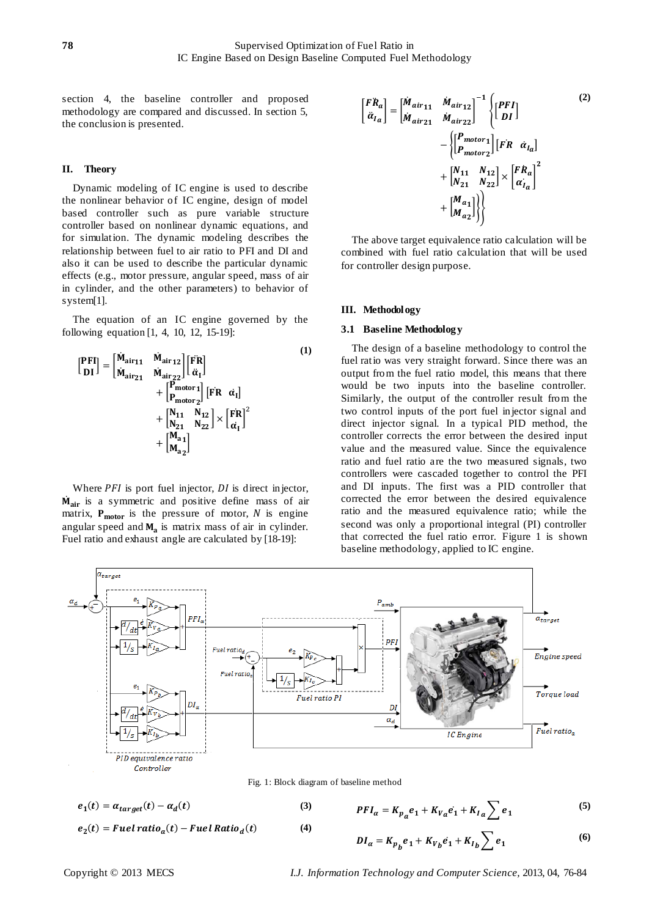section 4, the baseline controller and proposed methodology are compared and discussed. In section 5, the conclusion is presented.

## II. Theory

Dynamic modeling of IC engine is used to describe the nonlinear behavior of IC engine, design of model based controller such as pure variable structure controller based on nonlinear dynamic equations, and for simulation. The dynamic modeling describes the relationship between fuel to air ratio to PFI and DI and also it can be used to describe the particular dynamic effects (e.g., motor pressure, angular speed, mass of air in cylinder, and the other parameters) to behavior of system[1].

The equation of an IC engine governed by the following equation [1, 4, 10, 12, 15-19]:

$$\begin{bmatrix} \mathbf{PFI} \\ \mathbf{DI} \end{bmatrix} = \begin{bmatrix} \dot{\mathbf{M}}_{\mathbf{air}_{11}} & \dot{\mathbf{M}}_{\mathbf{air}_{12}} \\ \dot{\mathbf{M}}_{\mathbf{air}_{21}} & \dot{\mathbf{M}}_{\mathbf{air}_{22}} \end{bmatrix} \begin{bmatrix} \dot{\mathbf{FR}} \\ \ddot{\alpha}_{\mathbf{I}} \end{bmatrix} + \begin{bmatrix} \mathbf{P}_{\mathbf{motor}_1} \\ \mathbf{P}_{\mathbf{motor}_2} \end{bmatrix} \begin{bmatrix} \dot{\mathbf{FR}} & \dot{\alpha}_{\mathbf{I}} \end{bmatrix} + \begin{bmatrix} \mathbf{N}_{11} & \mathbf{N}_{12} \\ \mathbf{N}_{21} & \mathbf{N}_{22} \end{bmatrix} \times \begin{bmatrix} \dot{\mathbf{FR}} \\ \dot{\alpha}_{\mathbf{I}} \end{bmatrix}^2 + \begin{bmatrix} \mathbf{M}_{\mathbf{a}_1} \\ \mathbf{M}_{\mathbf{a}_2} \end{bmatrix} \tag{1}$$

Where *PFI* is port fuel injector, *DI* is direct injector, $\dot{\mathbf{M}}_{\mathbf{air}}$ is a symmetric and positive define mass of air matrix, $\mathbf{P}_{\mathbf{motor}}$ is the pressure of motor, $N$ is engine angular speed and $\mathbf{M}_{\mathbf{a}}$ is matrix mass of air in cylinder. Fuel ratio and exhaust angle are calculated by [18-19]:

$$\begin{bmatrix} \ddot{FR}_a \\ \ddot{\alpha}_{I_a} \end{bmatrix} = \begin{bmatrix} \dot{M}_{air_{11}} & \dot{M}_{air_{12}} \\ \dot{M}_{air_{21}} & \dot{M}_{air_{22}} \end{bmatrix}^{-1} \left\{ \begin{bmatrix} PFI \\ DI \end{bmatrix} - \left\{ \begin{bmatrix} P_{motor_1} \\ P_{motor_2} \end{bmatrix} \begin{bmatrix} \dot{FR} & \dot{\alpha}_{I_a} \end{bmatrix} + \begin{bmatrix} N_{11} & N_{12} \\ N_{21} & N_{22} \end{bmatrix} \times \begin{bmatrix} \dot{FR}_a \\ \dot{\alpha}_{I_a} \end{bmatrix}^2 + \begin{bmatrix} M_{a_1} \\ M_{a_2} \end{bmatrix} \right\} \right\} \tag{2}$$

The above target equivalence ratio calculation will be combined with fuel ratio calculation that will be used for controller design purpose.

## III. Methodology

### 3.1 Baseline Methodology

The design of a baseline methodology to control the fuel ratio was very straight forward. Since there was an output from the fuel ratio model, this means that there would be two inputs into the baseline controller. Similarly, the output of the controller result from the two control inputs of the port fuel injector signal and direct injector signal. In a typical PID method, the controller corrects the error between the desired input value and the measured value. Since the equivalence ratio and fuel ratio are the two measured signals, two controllers were cascaded together to control the PFI and DI inputs. The first was a PID controller that corrected the error between the desired equivalence ratio and the measured equivalence ratio; while the second was only a proportional integral (PI) controller that corrected the fuel ratio error. Figure 1 is shown baseline methodology, applied to IC engine.

Fig. 1: Block diagram of baseline method

$$e_1(t) = \alpha_{target}(t) - \alpha_d(t) \tag{3}$$

$$e_2(t) = Fuel\,ratio_a(t) - Fuel\,Ratio_d(t) \tag{4}$$

$$PFI_\alpha = K_{p_a} e_1 + K_{V_a} \dot{e}_1 + K_{I_a} \sum e_1 \tag{5}$$

$$DI_\alpha = K_{p_b} e_1 + K_{V_b} \dot{e}_1 + K_{I_b} \sum e_1 \tag{6}$$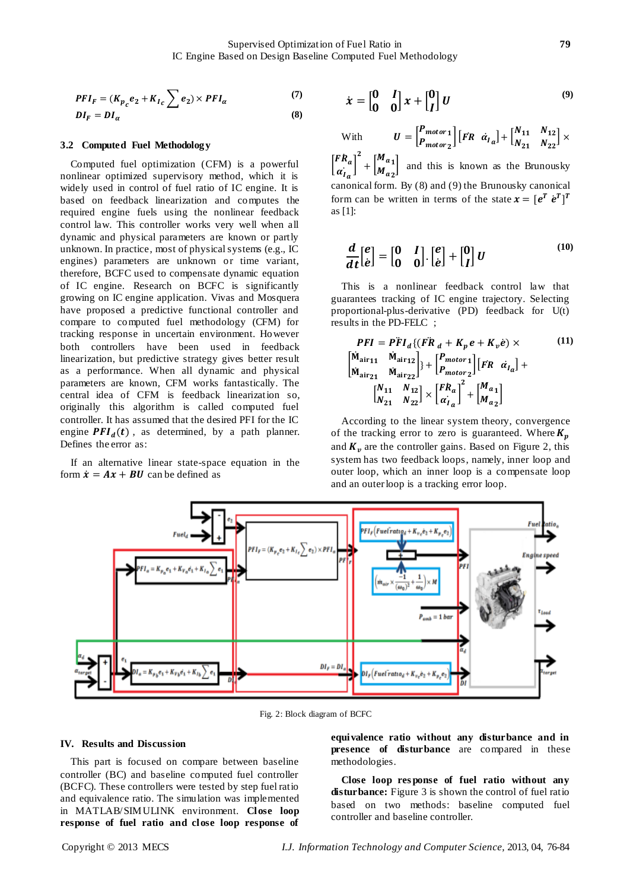$$PFI_F = (K_{p_c} e_2 + K_{I_c} \sum e_2) \times PFI_\alpha \qquad (7)$$

$$DI_F = DI_\alpha \qquad (8)$$

### 3.2 Computed Fuel Methodology

Computed fuel optimization (CFM) is a powerful nonlinear optimized supervisory method, which it is widely used in control of fuel ratio of IC engine. It is based on feedback linearization and computes the required engine fuels using the nonlinear feedback control law. This controller works very well when all dynamic and physical parameters are known or partly unknown. In practice, most of physical systems (e.g., IC engines) parameters are unknown or time variant, therefore, BCFC used to compensate dynamic equation of IC engine. Research on BCFC is significantly growing on IC engine application. Vivas and Mosquera have proposed a predictive functional controller and compare to computed fuel methodology (CFM) for tracking response in uncertain environment. However both controllers have been used in feedback linearization, but predictive strategy gives better result as a performance. When all dynamic and physical parameters are known, CFM works fantastically. The central idea of CFM is feedback linearization so, originally this algorithm is called computed fuel controller. It has assumed that the desired PFI for the IC engine $PFI_d(t)$, as determined, by a path planner. Defines the error as:

If an alternative linear state-space equation in the form $\dot{x} = Ax + BU$ can be defined as

$$\dot{x} = \begin{bmatrix} 0 & I \\ 0 & 0 \end{bmatrix} x + \begin{bmatrix} 0 \\ I \end{bmatrix} U \qquad (9)$$

With $U = \begin{bmatrix} P_{motor\,1} \\ P_{motor\,2} \end{bmatrix} [FR \;\; \dot{\alpha}_{I_a}] + \begin{bmatrix} N_{11} & N_{12} \\ N_{21} & N_{22} \end{bmatrix} \times \begin{bmatrix} FR_a \\ \dot{\alpha}_{I_a} \end{bmatrix}^2 + \begin{bmatrix} M_{a1} \\ M_{a2} \end{bmatrix}$ and this is known as the Brunousky canonical form. By (8) and (9) the Brunousky canonical form can be written in terms of the state $x = [e^T \; \dot{e}^T]^T$ as [1]:

$$\frac{d}{dt}\begin{bmatrix} e \\ \dot{e} \end{bmatrix} = \begin{bmatrix} 0 & I \\ 0 & 0 \end{bmatrix} \cdot \begin{bmatrix} e \\ \dot{e} \end{bmatrix} + \begin{bmatrix} 0 \\ I \end{bmatrix} U \qquad (10)$$

This is a nonlinear feedback control law that guarantees tracking of IC engine trajectory. Selecting proportional-plus-derivative (PD) feedback for U(t) results in the PD-FELC ;

$$PFI = P\ddot{F}I_d\{(\ddot{FR}_d + K_p e + K_v \dot{e}) \times \begin{bmatrix} \dot{M}_{air11} & \dot{M}_{air12} \\ \dot{M}_{air21} & \dot{M}_{air22} \end{bmatrix}\} + \begin{bmatrix} P_{motor\,1} \\ P_{motor\,2} \end{bmatrix} [\dot{FR} \;\; \dot{\alpha}_{I_a}] + \begin{bmatrix} N_{11} & N_{12} \\ N_{21} & N_{22} \end{bmatrix} \times \begin{bmatrix} F\dot{R}_a \\ \dot{\alpha}_{I_a} \end{bmatrix}^2 + \begin{bmatrix} M_{a1} \\ M_{a2} \end{bmatrix} \qquad (11)$$

According to the linear system theory, convergence of the tracking error to zero is guaranteed. Where $K_p$ and $K_v$ are the controller gains. Based on Figure 2, this system has two feedback loops, namely, inner loop and outer loop, which an inner loop is a compensate loop and an outer loop is a tracking error loop.

Fuel$_d$

$e_2$

$PFI_F = (K_{p_c}e_2 + K_{I_c}\sum e_2) \times PFI_\alpha$

$PFI_\alpha = K_{p_a}e_1 + K_{V_a}e_1 + K_{I_a}\sum e_1$

$PFI_F$

$PFI_d$

$PFI_F(Fuel\,ratio_d + K_{p_c}e_2 + K_{v_c}e_2)$

$(\dot{m}_{air} \times \frac{-1}{(\omega_0)^2} + \frac{1}{\omega_0}) \times M$

PFI

$P_{amb} = 1\,bar$

Fuel ratio$_a$

Engine speed

$\tau_{Load}$

$\alpha_d$

$\alpha_{target}$

$e_1$

$DI_a = K_{p_b}e_1 + K_{V_b}e_1 + K_{I_b}\sum e_1$

$DI_F = DI_a$

$DI_F(Fuel\,ratio_d + K_{v_c}e_2 + K_{p_c}e_2)$

DI

$\tau_{target}$

Fig. 2: Block diagram of BCFC

## IV. Results and Discussion

This part is focused on compare between baseline controller (BC) and baseline computed fuel controller (BCFC). These controllers were tested by step fuel ratio and equivalence ratio. The simulation was implemented in MATLAB/SIMULINK environment. **Close loop response of fuel ratio and close loop response of equivalence ratio without any disturbance and in presence of disturbance** are compared in these methodologies.

**Close loop response of fuel ratio without any disturbance:** Figure 3 is shown the control of fuel ratio based on two methods: baseline computed fuel controller and baseline controller.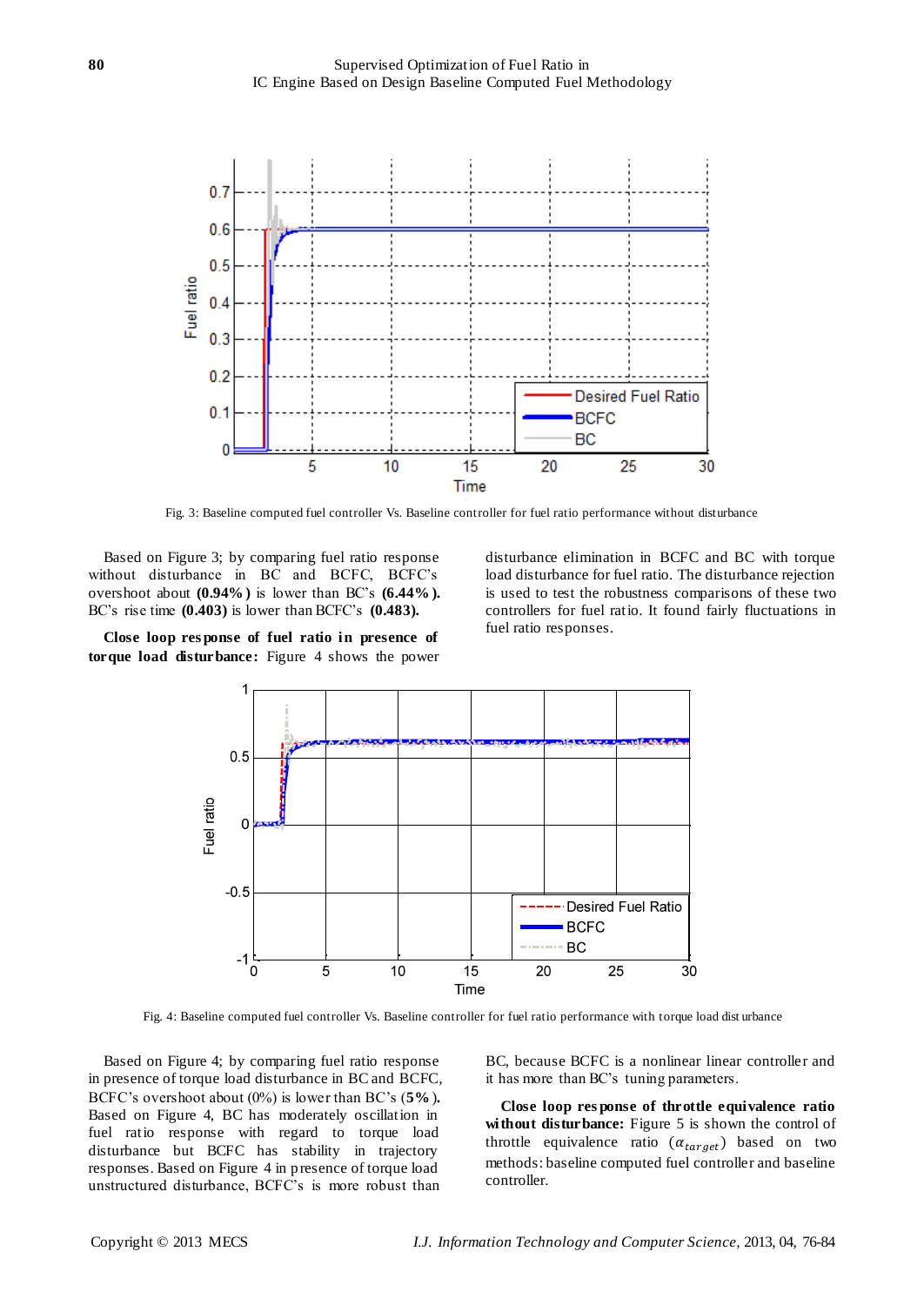0.7
0.6
0.5
0.4
0.3
0.2
0.1
0
Fuel ratio
5 10 15 20 25 30
Time
Desired Fuel Ratio
BCFC
BC

Fig. 3: Baseline computed fuel controller Vs. Baseline controller for fuel ratio performance without disturbance

Based on Figure 3; by comparing fuel ratio response without disturbance in BC and BCFC, BCFC's overshoot about **(0.94%)** is lower than BC's **(6.44%).** BC's rise time **(0.403)** is lower than BCFC's **(0.483).**

**Close loop response of fuel ratio in presence of torque load disturbance:** Figure 4 shows the power disturbance elimination in BCFC and BC with torque load disturbance for fuel ratio. The disturbance rejection is used to test the robustness comparisons of these two controllers for fuel ratio. It found fairly fluctuations in fuel ratio responses.

1
0.5
0
-0.5
-1
Fuel ratio
0 5 10 15 20 25 30
Time
Desired Fuel Ratio
BCFC
BC

Fig. 4: Baseline computed fuel controller Vs. Baseline controller for fuel ratio performance with torque load disturbance

Based on Figure 4; by comparing fuel ratio response in presence of torque load disturbance in BC and BCFC, BCFC's overshoot about (0%) is lower than BC's (**5%**). Based on Figure 4, BC has moderately oscillation in fuel ratio response with regard to torque load disturbance but BCFC has stability in trajectory responses. Based on Figure 4 in presence of torque load unstructured disturbance, BCFC's is more robust than BC, because BCFC is a nonlinear linear controller and it has more than BC's tuning parameters.

**Close loop response of throttle equivalence ratio without disturbance:** Figure 5 is shown the control of throttle equivalence ratio ($\alpha_{target}$) based on two methods: baseline computed fuel controller and baseline controller.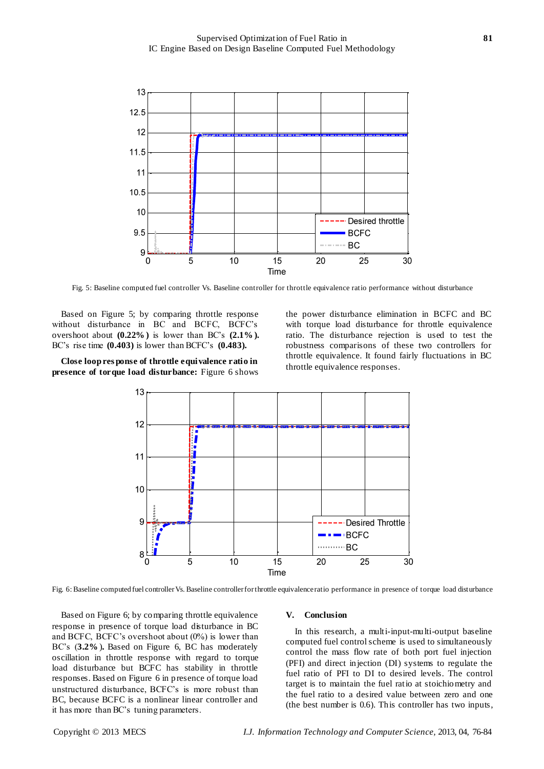13
12.5
12
11.5
11
10.5
10
9.5
9
0
5
10
15
20
25
30
Time

Desired throttle
BCFC
BC

Fig. 5: Baseline computed fuel controller Vs. Baseline controller for throttle equivalence ratio performance without disturbance

Based on Figure 5; by comparing throttle response without disturbance in BC and BCFC, BCFC's overshoot about **(0.22%)** is lower than BC's **(2.1%).** BC's rise time **(0.403)** is lower than BCFC's **(0.483).**

**Close loop response of throttle equivalence ratio in presence of torque load disturbance:** Figure 6 shows the power disturbance elimination in BCFC and BC with torque load disturbance for throttle equivalence ratio. The disturbance rejection is used to test the robustness comparisons of these two controllers for throttle equivalence. It found fairly fluctuations in BC throttle equivalence responses.

13
12
11
10
9
8
0
5
10
15
20
25
30
Time

Desired Throttle
BCFC
BC

Fig. 6: Baseline computed fuel controller Vs. Baseline controller for throttle equivalence ratio performance in presence of torque load disturbance

Based on Figure 6; by comparing throttle equivalence response in presence of torque load disturbance in BC and BCFC, BCFC's overshoot about (0%) is lower than BC's (**3.2%**). Based on Figure 6, BC has moderately oscillation in throttle response with regard to torque load disturbance but BCFC has stability in throttle responses. Based on Figure 6 in presence of torque load unstructured disturbance, BCFC's is more robust than BC, because BCFC is a nonlinear linear controller and it has more than BC's tuning parameters.

## V. Conclusion

In this research, a multi-input-multi-output baseline computed fuel control scheme is used to simultaneously control the mass flow rate of both port fuel injection (PFI) and direct injection (DI) systems to regulate the fuel ratio of PFI to DI to desired levels. The control target is to maintain the fuel ratio at stoichiometry and the fuel ratio to a desired value between zero and one (the best number is 0.6). This controller has two inputs,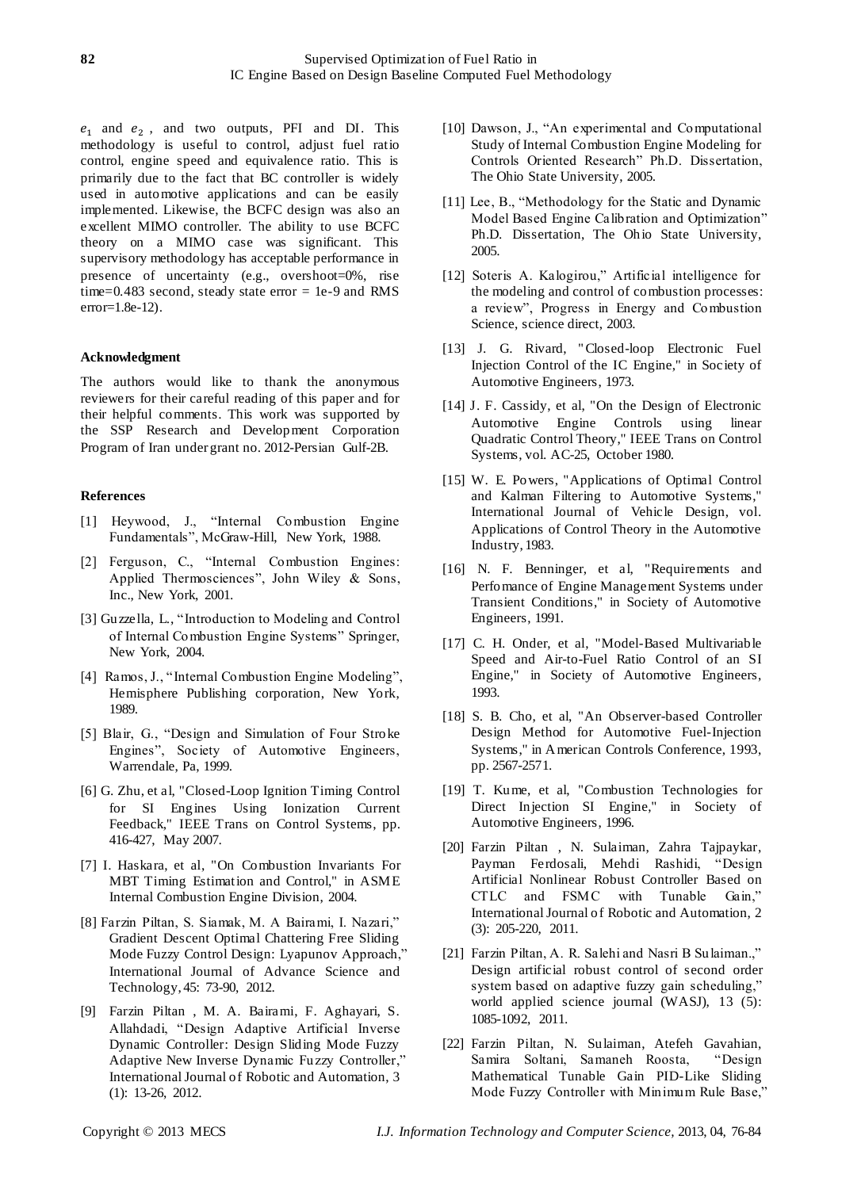$e_1$ and $e_2$, and two outputs, PFI and DI. This methodology is useful to control, adjust fuel ratio control, engine speed and equivalence ratio. This is primarily due to the fact that BC controller is widely used in automotive applications and can be easily implemented. Likewise, the BCFC design was also an excellent MIMO controller. The ability to use BCFC theory on a MIMO case was significant. This supervisory methodology has acceptable performance in presence of uncertainty (e.g., overshoot=0%, rise time=0.483 second, steady state error = 1e-9 and RMS error=1.8e-12).

### Acknowledgment

The authors would like to thank the anonymous reviewers for their careful reading of this paper and for their helpful comments. This work was supported by the SSP Research and Development Corporation Program of Iran under grant no. 2012-Persian Gulf-2B.

### References

[1] Heywood, J., "Internal Combustion Engine Fundamentals", McGraw-Hill, New York, 1988.

[2] Ferguson, C., "Internal Combustion Engines: Applied Thermosciences", John Wiley & Sons, Inc., New York, 2001.

[3] Guzzella, L., "Introduction to Modeling and Control of Internal Combustion Engine Systems" Springer, New York, 2004.

[4] Ramos, J., "Internal Combustion Engine Modeling", Hemisphere Publishing corporation, New York, 1989.

[5] Blair, G., "Design and Simulation of Four Stroke Engines", Society of Automotive Engineers, Warrendale, Pa, 1999.

[6] G. Zhu, et al, "Closed-Loop Ignition Timing Control for SI Engines Using Ionization Current Feedback," IEEE Trans on Control Systems, pp. 416-427, May 2007.

[7] I. Haskara, et al, "On Combustion Invariants For MBT Timing Estimation and Control," in ASME Internal Combustion Engine Division, 2004.

[8] Farzin Piltan, S. Siamak, M. A Bairami, I. Nazari," Gradient Descent Optimal Chattering Free Sliding Mode Fuzzy Control Design: Lyapunov Approach," International Journal of Advance Science and Technology, 45: 73-90, 2012.

[9] Farzin Piltan , M. A. Bairami, F. Aghayari, S. Allahdadi, "Design Adaptive Artificial Inverse Dynamic Controller: Design Sliding Mode Fuzzy Adaptive New Inverse Dynamic Fuzzy Controller," International Journal of Robotic and Automation, 3 (1): 13-26, 2012.

[10] Dawson, J., "An experimental and Computational Study of Internal Combustion Engine Modeling for Controls Oriented Research" Ph.D. Dissertation, The Ohio State University, 2005.

[11] Lee, B., "Methodology for the Static and Dynamic Model Based Engine Calibration and Optimization" Ph.D. Dissertation, The Ohio State University, 2005.

[12] Soteris A. Kalogirou," Artificial intelligence for the modeling and control of combustion processes: a review", Progress in Energy and Combustion Science, science direct, 2003.

[13] J. G. Rivard, "Closed-loop Electronic Fuel Injection Control of the IC Engine," in Society of Automotive Engineers, 1973.

[14] J. F. Cassidy, et al, "On the Design of Electronic Automotive Engine Controls using linear Quadratic Control Theory," IEEE Trans on Control Systems, vol. AC-25, October 1980.

[15] W. E. Powers, "Applications of Optimal Control and Kalman Filtering to Automotive Systems," International Journal of Vehicle Design, vol. Applications of Control Theory in the Automotive Industry, 1983.

[16] N. F. Benninger, et al, "Requirements and Perfomance of Engine Management Systems under Transient Conditions," in Society of Automotive Engineers, 1991.

[17] C. H. Onder, et al, "Model-Based Multivariable Speed and Air-to-Fuel Ratio Control of an SI Engine," in Society of Automotive Engineers, 1993.

[18] S. B. Cho, et al, "An Observer-based Controller Design Method for Automotive Fuel-Injection Systems," in American Controls Conference, 1993, pp. 2567-2571.

[19] T. Kume, et al, "Combustion Technologies for Direct Injection SI Engine," in Society of Automotive Engineers, 1996.

[20] Farzin Piltan , N. Sulaiman, Zahra Tajpaykar, Payman Ferdosali, Mehdi Rashidi, "Design Artificial Nonlinear Robust Controller Based on CTLC and FSMC with Tunable Gain," International Journal of Robotic and Automation, 2 (3): 205-220, 2011.

[21] Farzin Piltan, A. R. Salehi and Nasri B Sulaiman.," Design artificial robust control of second order system based on adaptive fuzzy gain scheduling," world applied science journal (WASJ), 13 (5): 1085-1092, 2011.

[22] Farzin Piltan, N. Sulaiman, Atefeh Gavahian, Samira Soltani, Samaneh Roosta, "Design Mathematical Tunable Gain PID-Like Sliding Mode Fuzzy Controller with Minimum Rule Base,"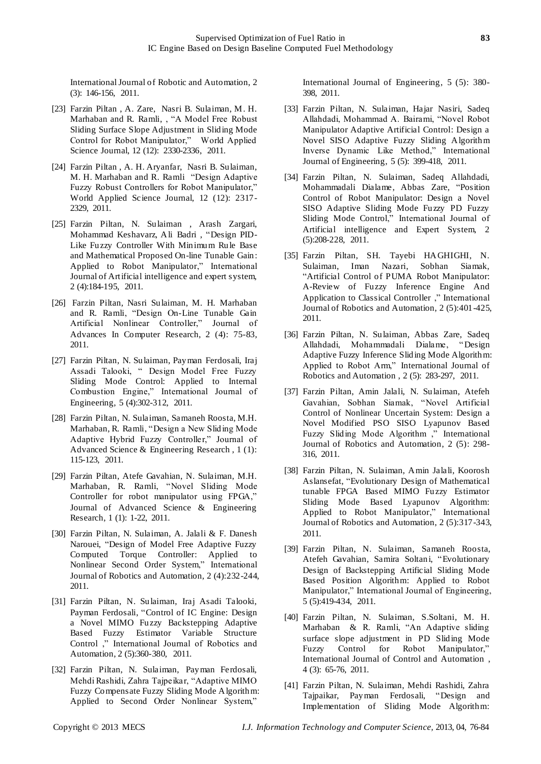International Journal of Robotic and Automation, 2 (3): 146-156, 2011.

[23] Farzin Piltan , A. Zare, Nasri B. Sulaiman, M. H. Marhaban and R. Ramli, , "A Model Free Robust Sliding Surface Slope Adjustment in Sliding Mode Control for Robot Manipulator," World Applied Science Journal, 12 (12): 2330-2336, 2011.

[24] Farzin Piltan , A. H. Aryanfar, Nasri B. Sulaiman, M. H. Marhaban and R. Ramli "Design Adaptive Fuzzy Robust Controllers for Robot Manipulator," World Applied Science Journal, 12 (12): 2317-2329, 2011.

[25] Farzin Piltan, N. Sulaiman , Arash Zargari, Mohammad Keshavarz, Ali Badri , "Design PID-Like Fuzzy Controller With Minimum Rule Base and Mathematical Proposed On-line Tunable Gain: Applied to Robot Manipulator," International Journal of Artificial intelligence and expert system, 2 (4):184-195, 2011.

[26] Farzin Piltan, Nasri Sulaiman, M. H. Marhaban and R. Ramli, "Design On-Line Tunable Gain Artificial Nonlinear Controller," Journal of Advances In Computer Research, 2 (4): 75-83, 2011.

[27] Farzin Piltan, N. Sulaiman, Payman Ferdosali, Iraj Assadi Talooki, " Design Model Free Fuzzy Sliding Mode Control: Applied to Internal Combustion Engine," International Journal of Engineering, 5 (4):302-312, 2011.

[28] Farzin Piltan, N. Sulaiman, Samaneh Roosta, M.H. Marhaban, R. Ramli, "Design a New Sliding Mode Adaptive Hybrid Fuzzy Controller," Journal of Advanced Science & Engineering Research , 1 (1): 115-123, 2011.

[29] Farzin Piltan, Atefe Gavahian, N. Sulaiman, M.H. Marhaban, R. Ramli, "Novel Sliding Mode Controller for robot manipulator using FPGA," Journal of Advanced Science & Engineering Research, 1 (1): 1-22, 2011.

[30] Farzin Piltan, N. Sulaiman, A. Jalali & F. Danesh Narouei, "Design of Model Free Adaptive Fuzzy Computed Torque Controller: Applied to Nonlinear Second Order System," International Journal of Robotics and Automation, 2 (4):232-244, 2011.

[31] Farzin Piltan, N. Sulaiman, Iraj Asadi Talooki, Payman Ferdosali, "Control of IC Engine: Design a Novel MIMO Fuzzy Backstepping Adaptive Based Fuzzy Estimator Variable Structure Control ," International Journal of Robotics and Automation, 2 (5):360-380, 2011.

[32] Farzin Piltan, N. Sulaiman, Payman Ferdosali, Mehdi Rashidi, Zahra Tajpeikar, "Adaptive MIMO Fuzzy Compensate Fuzzy Sliding Mode Algorithm: Applied to Second Order Nonlinear System," International Journal of Engineering, 5 (5): 380-398, 2011.

[33] Farzin Piltan, N. Sulaiman, Hajar Nasiri, Sadeq Allahdadi, Mohammad A. Bairami, "Novel Robot Manipulator Adaptive Artificial Control: Design a Novel SISO Adaptive Fuzzy Sliding Algorithm Inverse Dynamic Like Method," International Journal of Engineering, 5 (5): 399-418, 2011.

[34] Farzin Piltan, N. Sulaiman, Sadeq Allahdadi, Mohammadali Dialame, Abbas Zare, "Position Control of Robot Manipulator: Design a Novel SISO Adaptive Sliding Mode Fuzzy PD Fuzzy Sliding Mode Control," International Journal of Artificial intelligence and Expert System, 2 (5):208-228, 2011.

[35] Farzin Piltan, SH. Tayebi HAGHIGHI, N. Sulaiman, Iman Nazari, Sobhan Siamak, "Artificial Control of PUMA Robot Manipulator: A-Review of Fuzzy Inference Engine And Application to Classical Controller ," International Journal of Robotics and Automation, 2 (5):401-425, 2011.

[36] Farzin Piltan, N. Sulaiman, Abbas Zare, Sadeq Allahdadi, Mohammadali Dialame, "Design Adaptive Fuzzy Inference Sliding Mode Algorithm: Applied to Robot Arm," International Journal of Robotics and Automation , 2 (5): 283-297, 2011.

[37] Farzin Piltan, Amin Jalali, N. Sulaiman, Atefeh Gavahian, Sobhan Siamak, "Novel Artificial Control of Nonlinear Uncertain System: Design a Novel Modified PSO SISO Lyapunov Based Fuzzy Sliding Mode Algorithm ," International Journal of Robotics and Automation, 2 (5): 298-316, 2011.

[38] Farzin Piltan, N. Sulaiman, Amin Jalali, Koorosh Aslansefat, "Evolutionary Design of Mathematical tunable FPGA Based MIMO Fuzzy Estimator Sliding Mode Based Lyapunov Algorithm: Applied to Robot Manipulator," International Journal of Robotics and Automation, 2 (5):317-343, 2011.

[39] Farzin Piltan, N. Sulaiman, Samaneh Roosta, Atefeh Gavahian, Samira Soltani, "Evolutionary Design of Backstepping Artificial Sliding Mode Based Position Algorithm: Applied to Robot Manipulator," International Journal of Engineering, 5 (5):419-434, 2011.

[40] Farzin Piltan, N. Sulaiman, S.Soltani, M. H. Marhaban & R. Ramli, "An Adaptive sliding surface slope adjustment in PD Sliding Mode Fuzzy Control for Robot Manipulator," International Journal of Control and Automation , 4 (3): 65-76, 2011.

[41] Farzin Piltan, N. Sulaiman, Mehdi Rashidi, Zahra Tajpaikar, Payman Ferdosali, "Design and Implementation of Sliding Mode Algorithm: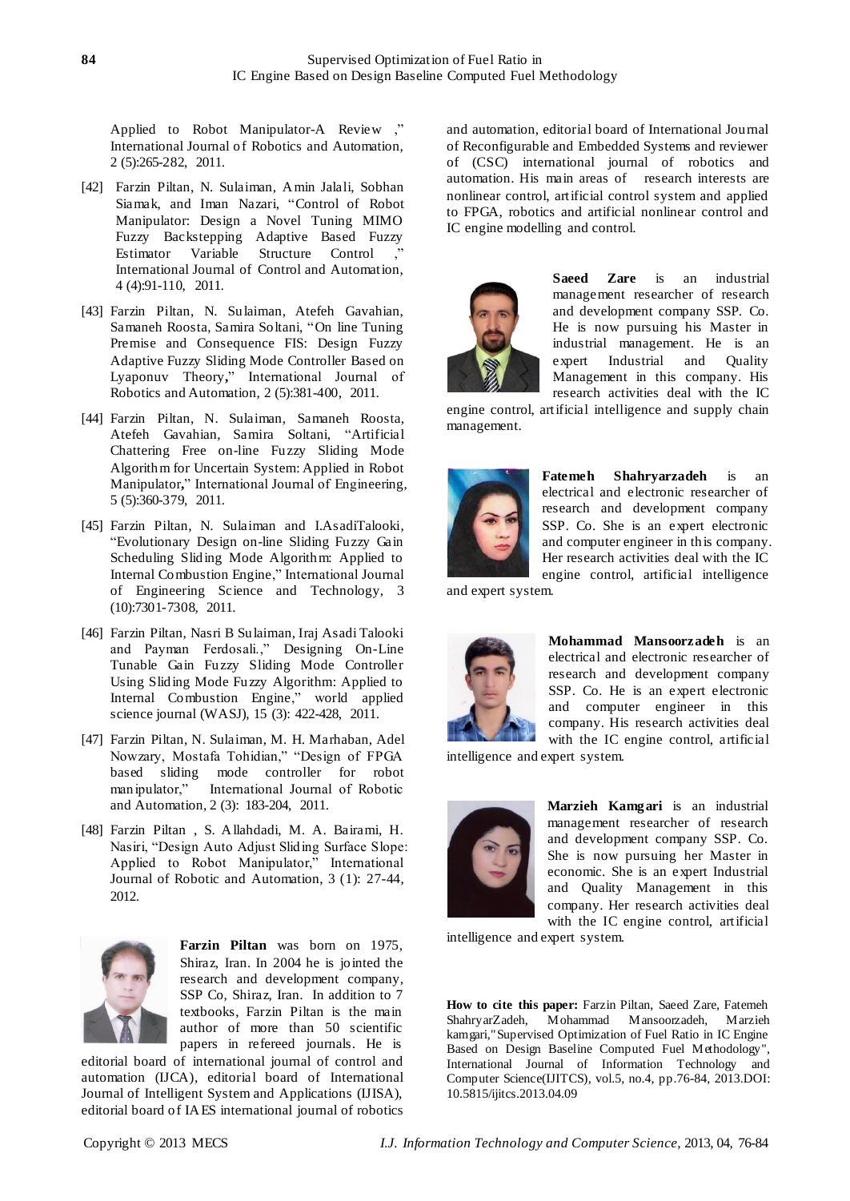Applied to Robot Manipulator-A Review ," International Journal of Robotics and Automation, 2 (5):265-282, 2011.

[42] Farzin Piltan, N. Sulaiman, Amin Jalali, Sobhan Siamak, and Iman Nazari, "Control of Robot Manipulator: Design a Novel Tuning MIMO Fuzzy Backstepping Adaptive Based Fuzzy Estimator Variable Structure Control ," International Journal of Control and Automation, 4 (4):91-110, 2011.

[43] Farzin Piltan, N. Sulaiman, Atefeh Gavahian, Samaneh Roosta, Samira Soltani, "On line Tuning Premise and Consequence FIS: Design Fuzzy Adaptive Fuzzy Sliding Mode Controller Based on Lyaponuv Theory," International Journal of Robotics and Automation, 2 (5):381-400, 2011.

[44] Farzin Piltan, N. Sulaiman, Samaneh Roosta, Atefeh Gavahian, Samira Soltani, "Artificial Chattering Free on-line Fuzzy Sliding Mode Algorithm for Uncertain System: Applied in Robot Manipulator," International Journal of Engineering, 5 (5):360-379, 2011.

[45] Farzin Piltan, N. Sulaiman and I.AsadiTalooki, "Evolutionary Design on-line Sliding Fuzzy Gain Scheduling Sliding Mode Algorithm: Applied to Internal Combustion Engine," International Journal of Engineering Science and Technology, 3 (10):7301-7308, 2011.

[46] Farzin Piltan, Nasri B Sulaiman, Iraj Asadi Talooki and Payman Ferdosali.," Designing On-Line Tunable Gain Fuzzy Sliding Mode Controller Using Sliding Mode Fuzzy Algorithm: Applied to Internal Combustion Engine," world applied science journal (WASJ), 15 (3): 422-428, 2011.

[47] Farzin Piltan, N. Sulaiman, M. H. Marhaban, Adel Nowzary, Mostafa Tohidian," "Design of FPGA based sliding mode controller for robot manipulator," International Journal of Robotic and Automation, 2 (3): 183-204, 2011.

[48] Farzin Piltan , S. Allahdadi, M. A. Bairami, H. Nasiri, "Design Auto Adjust Sliding Surface Slope: Applied to Robot Manipulator," International Journal of Robotic and Automation, 3 (1): 27-44, 2012.

**Farzin Piltan** was born on 1975, Shiraz, Iran. In 2004 he is jointed the research and development company, SSP Co, Shiraz, Iran. In addition to 7 textbooks, Farzin Piltan is the main author of more than 50 scientific papers in refereed journals. He is editorial board of international journal of control and automation (IJCA), editorial board of International Journal of Intelligent System and Applications (IJISA), editorial board of IAES international journal of robotics and automation, editorial board of International Journal of Reconfigurable and Embedded Systems and reviewer of (CSC) international journal of robotics and automation. His main areas of research interests are nonlinear control, artificial control system and applied to FPGA, robotics and artificial nonlinear control and IC engine modelling and control.

**Saeed Zare** is an industrial management researcher of research and development company SSP. Co. He is now pursuing his Master in industrial management. He is an expert Industrial and Quality Management in this company. His research activities deal with the IC engine control, artificial intelligence and supply chain management.

**Fatemeh Shahryarzadeh** is an electrical and electronic researcher of research and development company SSP. Co. She is an expert electronic and computer engineer in this company. Her research activities deal with the IC engine control, artificial intelligence and expert system.

**Mohammad Mansoorzadeh** is an electrical and electronic researcher of research and development company SSP. Co. He is an expert electronic and computer engineer in this company. His research activities deal with the IC engine control, artificial intelligence and expert system.

**Marzieh Kamgari** is an industrial management researcher of research and development company SSP. Co. She is now pursuing her Master in economic. She is an expert Industrial and Quality Management in this company. Her research activities deal with the IC engine control, artificial intelligence and expert system.

**How to cite this paper:** Farzin Piltan, Saeed Zare, Fatemeh ShahryarZadeh, Mohammad Mansoorzadeh, Marzieh kamgari,"Supervised Optimization of Fuel Ratio in IC Engine Based on Design Baseline Computed Fuel Methodology", International Journal of Information Technology and Computer Science(IJITCS), vol.5, no.4, pp.76-84, 2013.DOI: 10.5815/ijitcs.2013.04.09